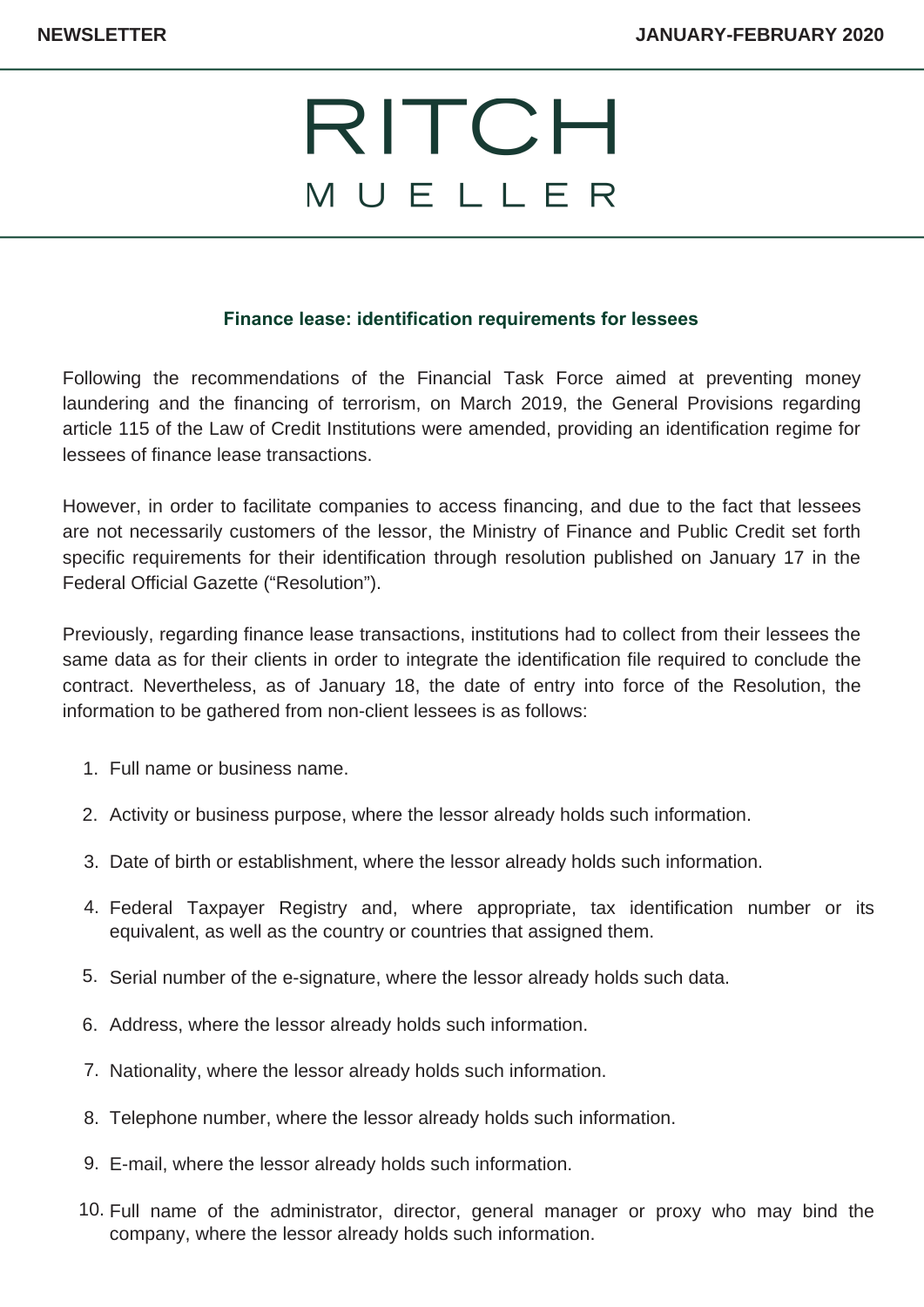# RITCH MUELLER

### Finance lease: identification requirements for lessees

Following the recommendations of the Financial Task Force aimed at preventing money laundering and the financing of terrorism, on March 2019, the General Provisions regarding article 115 of the Law of Credit Institutions were amended, providing an identification regime for lessees of finance lease transactions.

However, in order to facilitate companies to access financing, and due to the fact that lessees are not necessarily customers of the lessor, the Ministry of Finance and Public Credit set forth specific requirements for their identification through resolution published on January 17 in the Federal Official Gazette ("Resolution").

Previously, regarding finance lease transactions, institutions had to collect from their lessees the same data as for their clients in order to integrate the identification file required to conclude the contract. Nevertheless, as of January 18, the date of entry into force of the Resolution, the information to be gathered from non-client lessees is as follows:

1. Full name or business name.
2. Activity or business purpose, where the lessor already holds such information.
3. Date of birth or establishment, where the lessor already holds such information.
4. Federal Taxpayer Registry and, where appropriate, tax identification number or its equivalent, as well as the country or countries that assigned them.
5. Serial number of the e-signature, where the lessor already holds such data.
6. Address, where the lessor already holds such information.
7. Nationality, where the lessor already holds such information.
8. Telephone number, where the lessor already holds such information.
9. E-mail, where the lessor already holds such information.
10. Full name of the administrator, director, general manager or proxy who may bind the company, where the lessor already holds such information.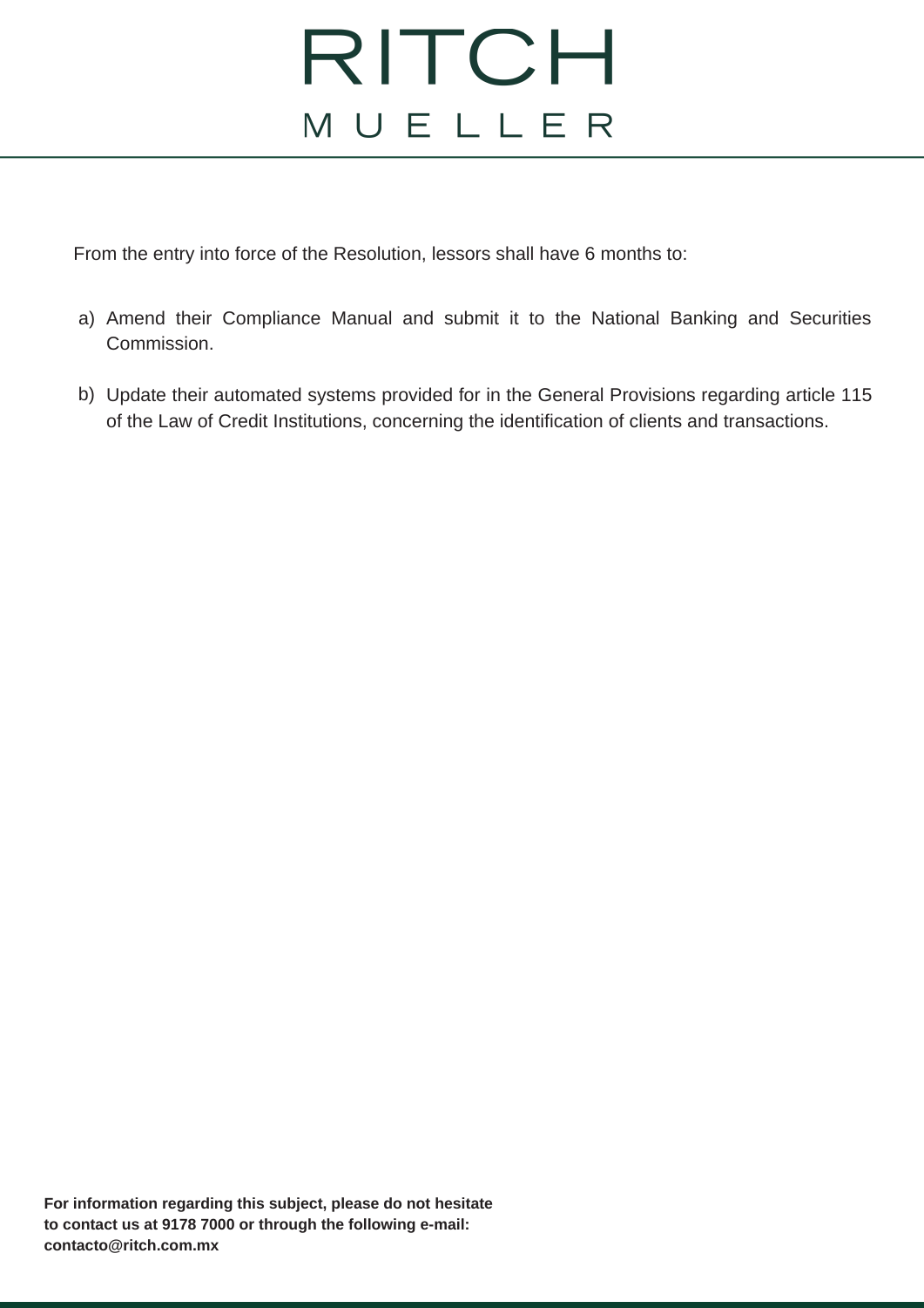From the entry into force of the Resolution, lessors shall have 6 months to:

a) Amend their Compliance Manual and submit it to the National Banking and Securities Commission.

b) Update their automated systems provided for in the General Provisions regarding article 115 of the Law of Credit Institutions, concerning the identification of clients and transactions.

**For information regarding this subject, please do not hesitate to contact us at 9178 7000 or through the following e-mail: contacto@ritch.com.mx**